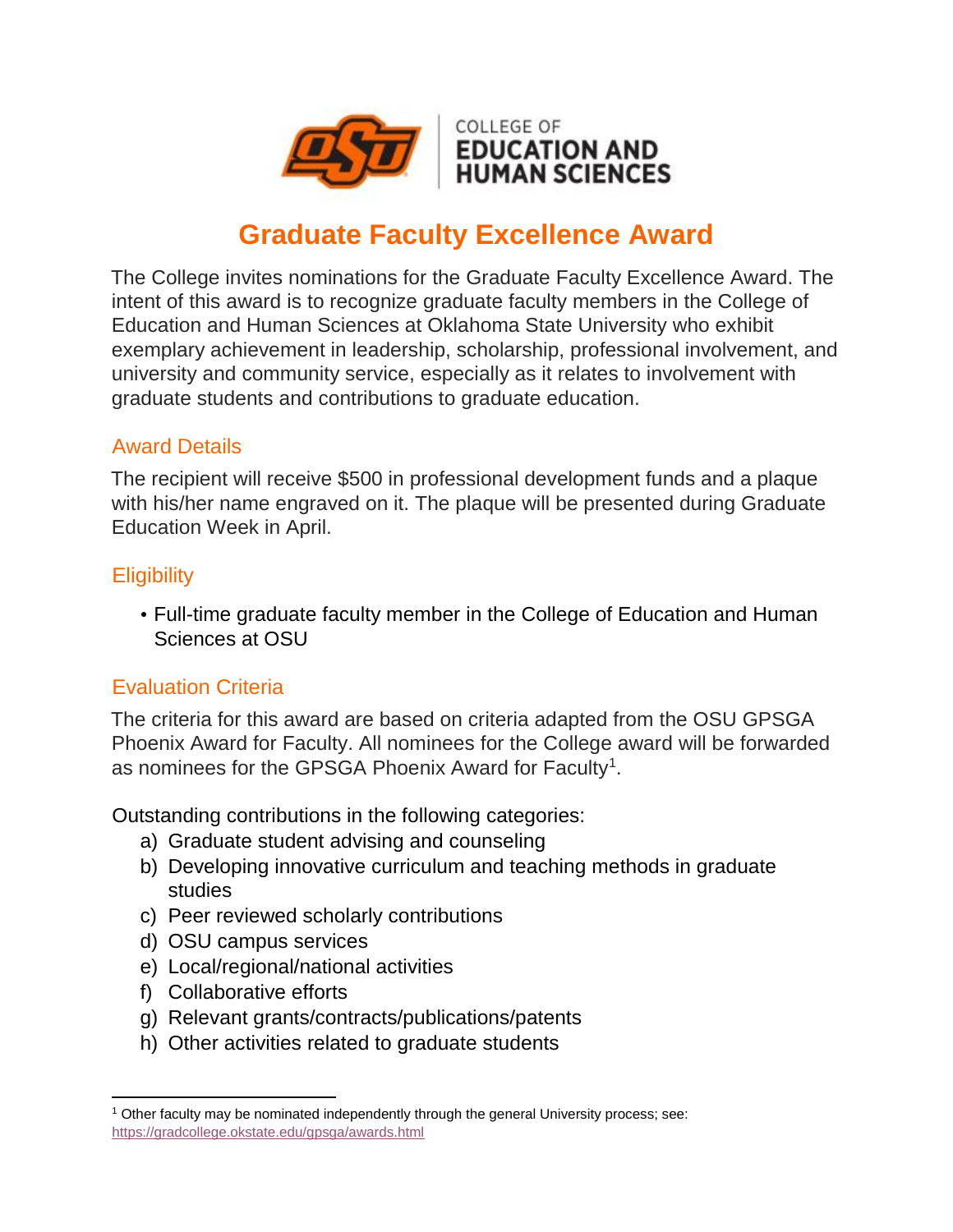COLLEGE OF EDUCATION AND HUMAN SCIENCES

# Graduate Faculty Excellence Award

The College invites nominations for the Graduate Faculty Excellence Award. The intent of this award is to recognize graduate faculty members in the College of Education and Human Sciences at Oklahoma State University who exhibit exemplary achievement in leadership, scholarship, professional involvement, and university and community service, especially as it relates to involvement with graduate students and contributions to graduate education.

## Award Details

The recipient will receive $500 in professional development funds and a plaque with his/her name engraved on it. The plaque will be presented during Graduate Education Week in April.

## Eligibility

- Full-time graduate faculty member in the College of Education and Human Sciences at OSU

## Evaluation Criteria

The criteria for this award are based on criteria adapted from the OSU GPSGA Phoenix Award for Faculty. All nominees for the College award will be forwarded as nominees for the GPSGA Phoenix Award for Faculty[1].

Outstanding contributions in the following categories:

a) Graduate student advising and counseling
b) Developing innovative curriculum and teaching methods in graduate studies
c) Peer reviewed scholarly contributions
d) OSU campus services
e) Local/regional/national activities
f) Collaborative efforts
g) Relevant grants/contracts/publications/patents
h) Other activities related to graduate students

---

[1] Other faculty may be nominated independently through the general University process; see: https://gradcollege.okstate.edu/gpsga/awards.html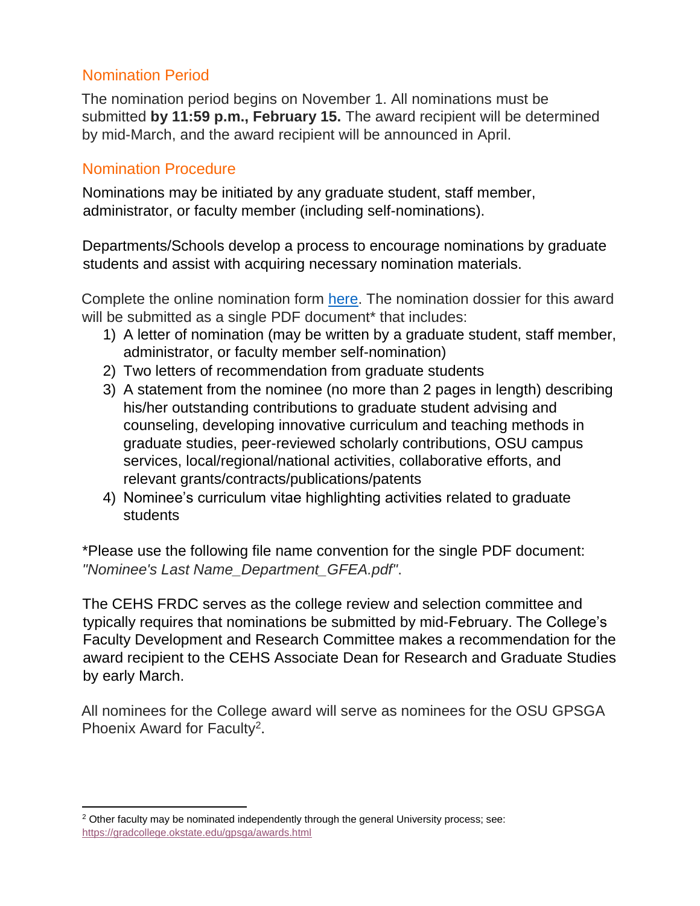## Nomination Period

The nomination period begins on November 1. All nominations must be submitted **by 11:59 p.m., February 15.** The award recipient will be determined by mid-March, and the award recipient will be announced in April.

## Nomination Procedure

Nominations may be initiated by any graduate student, staff member, administrator, or faculty member (including self-nominations).

Departments/Schools develop a process to encourage nominations by graduate students and assist with acquiring necessary nomination materials.

Complete the online nomination form [here](). The nomination dossier for this award will be submitted as a single PDF document* that includes:

1) A letter of nomination (may be written by a graduate student, staff member, administrator, or faculty member self-nomination)
2) Two letters of recommendation from graduate students
3) A statement from the nominee (no more than 2 pages in length) describing his/her outstanding contributions to graduate student advising and counseling, developing innovative curriculum and teaching methods in graduate studies, peer-reviewed scholarly contributions, OSU campus services, local/regional/national activities, collaborative efforts, and relevant grants/contracts/publications/patents
4) Nominee's curriculum vitae highlighting activities related to graduate students

*Please use the following file name convention for the single PDF document: *"Nominee's Last Name_Department_GFEA.pdf"*.

The CEHS FRDC serves as the college review and selection committee and typically requires that nominations be submitted by mid-February. The College's Faculty Development and Research Committee makes a recommendation for the award recipient to the CEHS Associate Dean for Research and Graduate Studies by early March.

All nominees for the College award will serve as nominees for the OSU GPSGA Phoenix Award for Faculty[2].

---

[2] Other faculty may be nominated independently through the general University process; see: https://gradcollege.okstate.edu/gpsga/awards.html